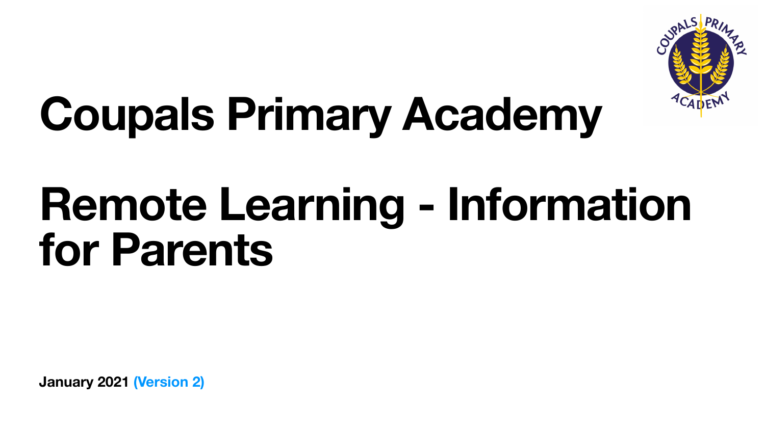# Coupals Primary Academy

# Remote Learning - Information for Parents

**January 2021 (Version 2)**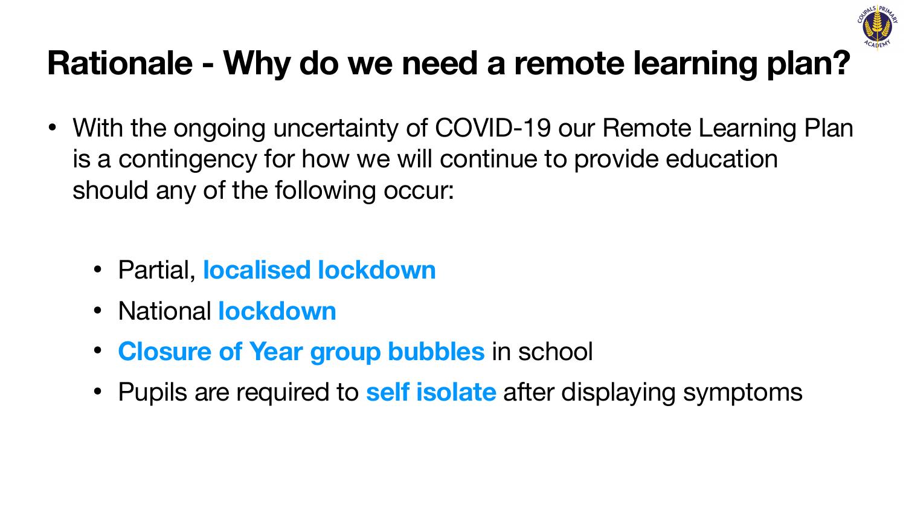# Rationale - Why do we need a remote learning plan?

- With the ongoing uncertainty of COVID-19 our Remote Learning Plan is a contingency for how we will continue to provide education should any of the following occur:
  - Partial, **localised lockdown**
  - National **lockdown**
  - **Closure of Year group bubbles** in school
  - Pupils are required to **self isolate** after displaying symptoms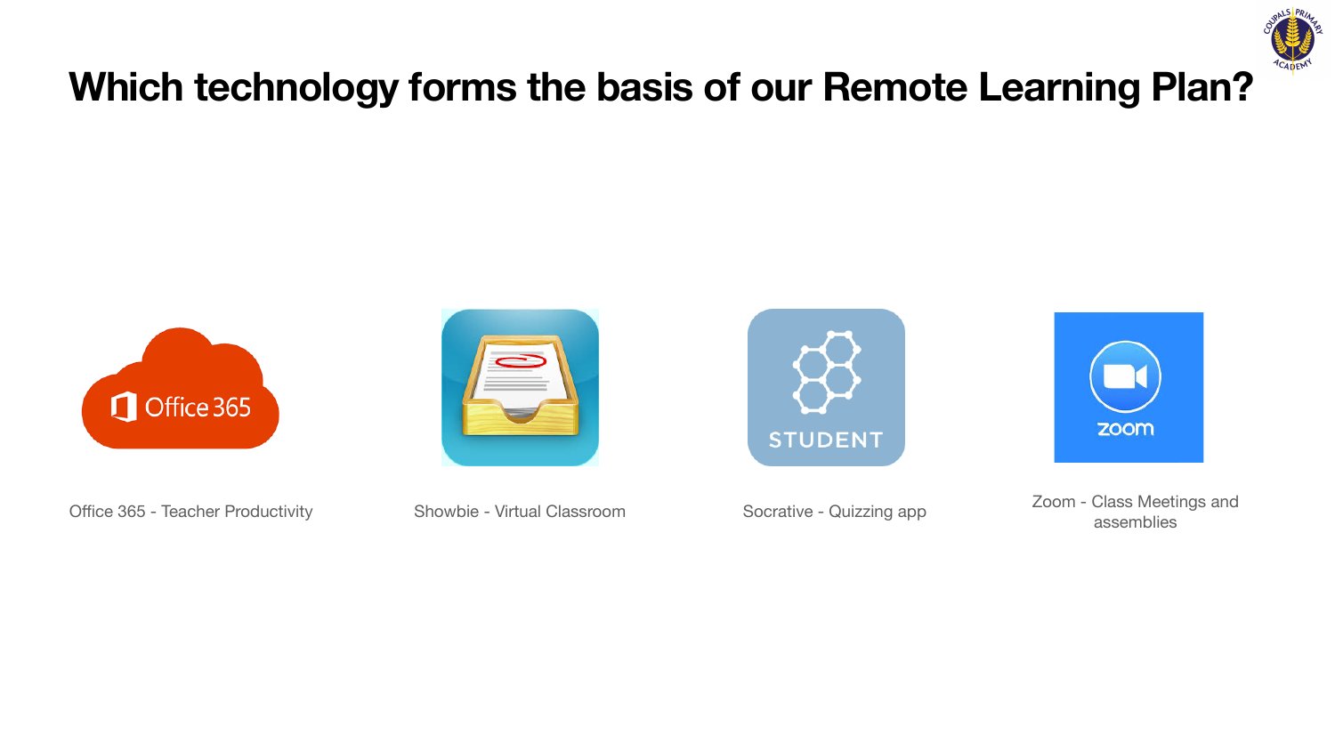# Which technology forms the basis of our Remote Learning Plan?

Office 365 - Teacher Productivity

Showbie - Virtual Classroom

Socrative - Quizzing app

Zoom - Class Meetings and assemblies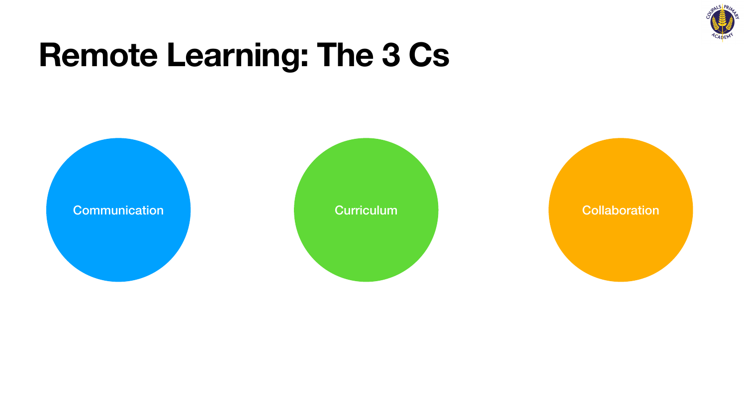# Remote Learning: The 3 Cs

- Communication
- Curriculum
- Collaboration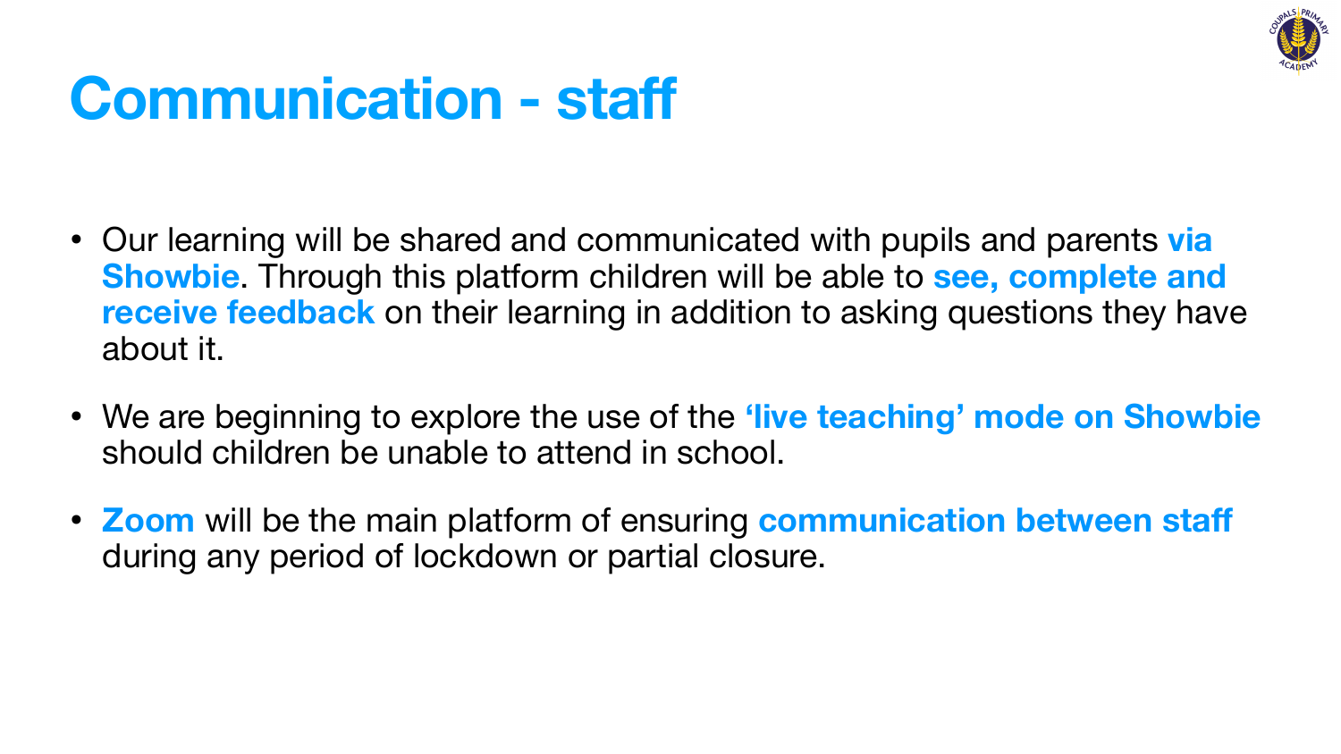# Communication - staff

- Our learning will be shared and communicated with pupils and parents **via Showbie**. Through this platform children will be able to **see, complete and receive feedback** on their learning in addition to asking questions they have about it.
- We are beginning to explore the use of the **'live teaching' mode on Showbie** should children be unable to attend in school.
- **Zoom** will be the main platform of ensuring **communication between staff** during any period of lockdown or partial closure.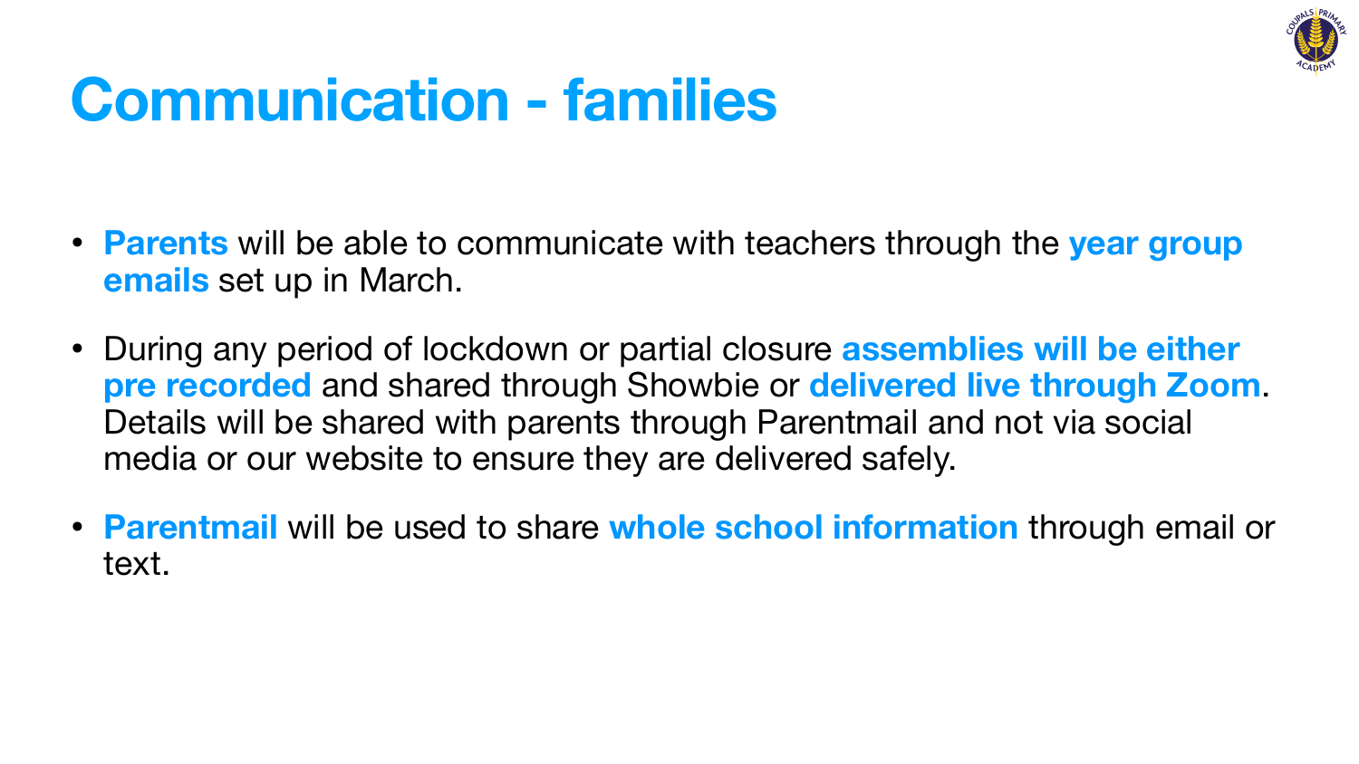# Communication - families

- **Parents** will be able to communicate with teachers through the **year group emails** set up in March.

- During any period of lockdown or partial closure **assemblies will be either pre recorded** and shared through Showbie or **delivered live through Zoom**. Details will be shared with parents through Parentmail and not via social media or our website to ensure they are delivered safely.

- **Parentmail** will be used to share **whole school information** through email or text.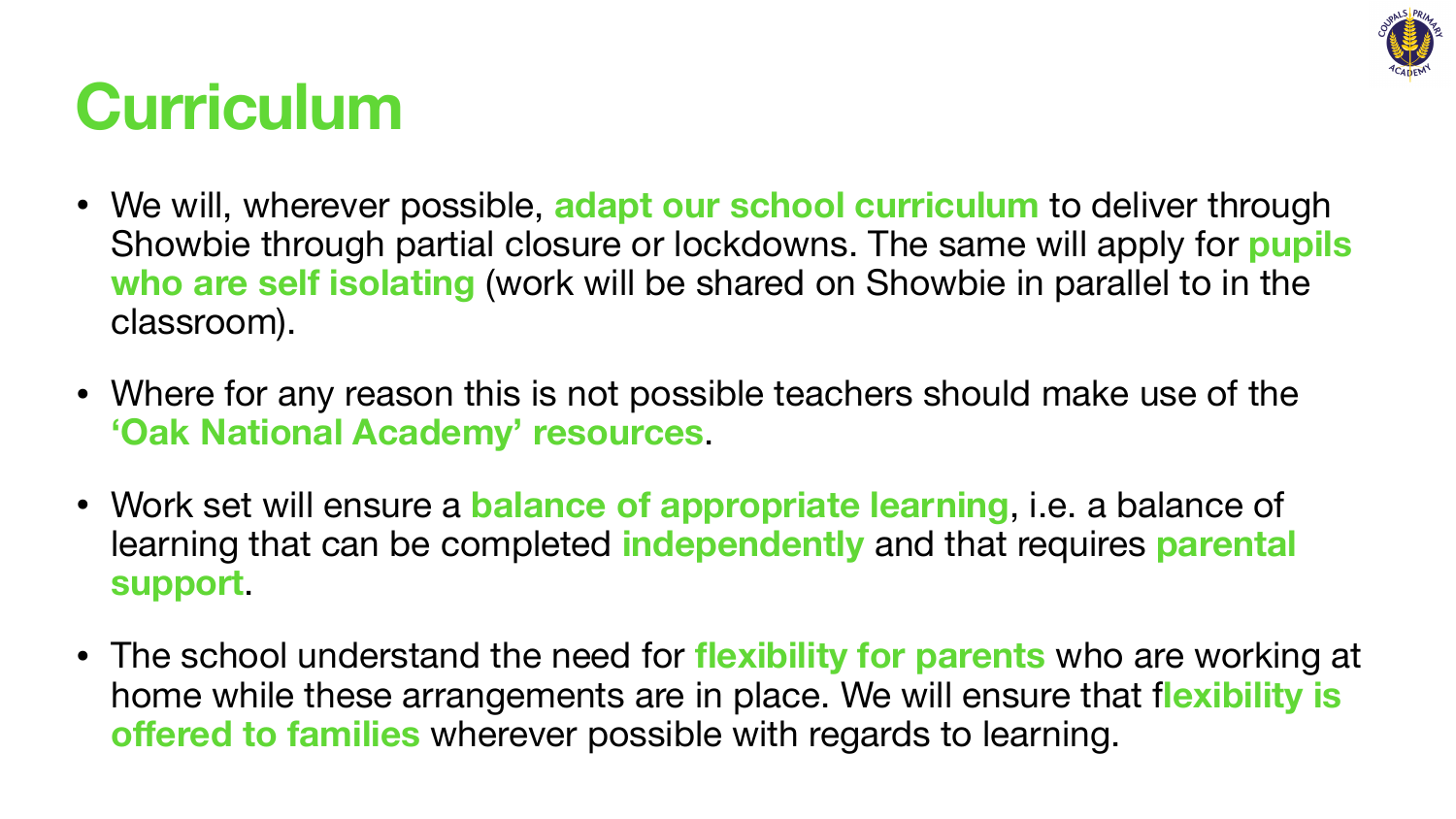# Curriculum

- We will, wherever possible, **adapt our school curriculum** to deliver through Showbie through partial closure or lockdowns. The same will apply for **pupils who are self isolating** (work will be shared on Showbie in parallel to in the classroom).

- Where for any reason this is not possible teachers should make use of the **'Oak National Academy' resources**.

- Work set will ensure a **balance of appropriate learning**, i.e. a balance of learning that can be completed **independently** and that requires **parental support**.

- The school understand the need for **flexibility for parents** who are working at home while these arrangements are in place. We will ensure that f**lexibility is offered to families** wherever possible with regards to learning.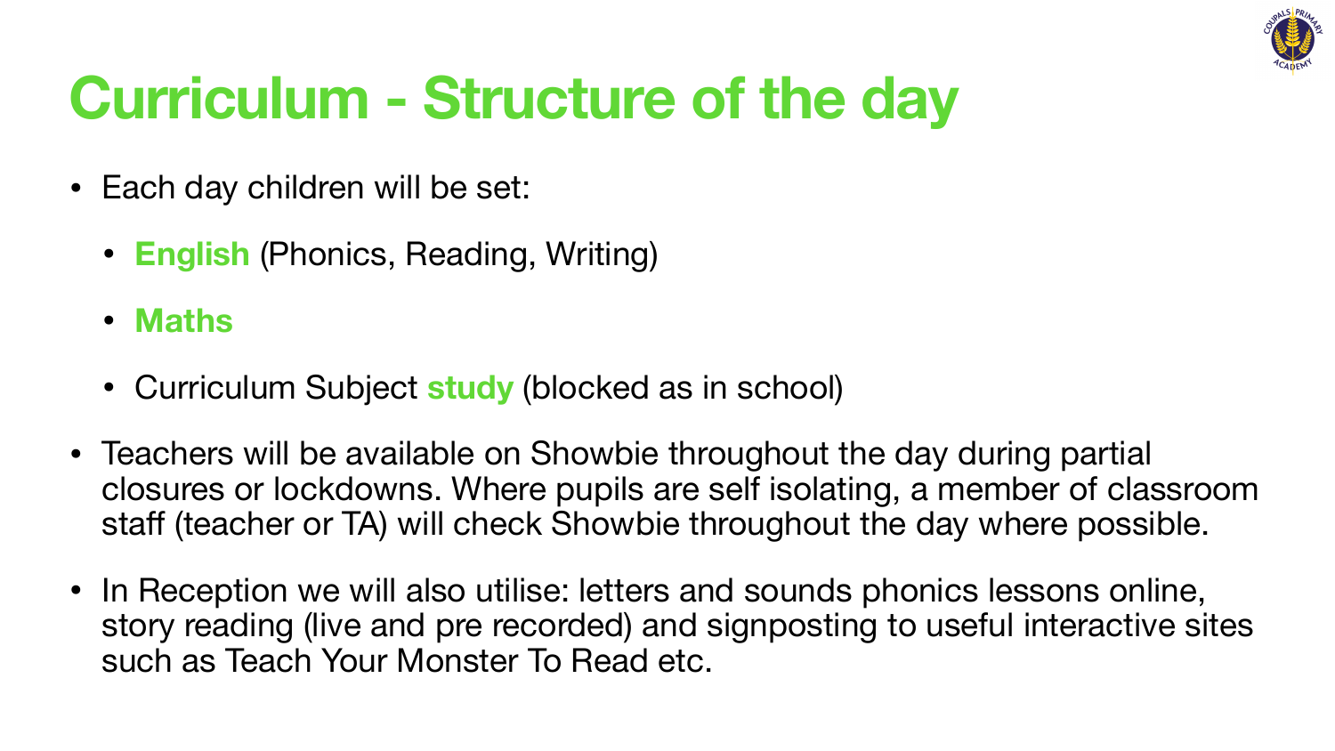# Curriculum - Structure of the day

- Each day children will be set:
  - **English** (Phonics, Reading, Writing)
  - **Maths**
  - Curriculum Subject **study** (blocked as in school)
- Teachers will be available on Showbie throughout the day during partial closures or lockdowns. Where pupils are self isolating, a member of classroom staff (teacher or TA) will check Showbie throughout the day where possible.
- In Reception we will also utilise: letters and sounds phonics lessons online, story reading (live and pre recorded) and signposting to useful interactive sites such as Teach Your Monster To Read etc.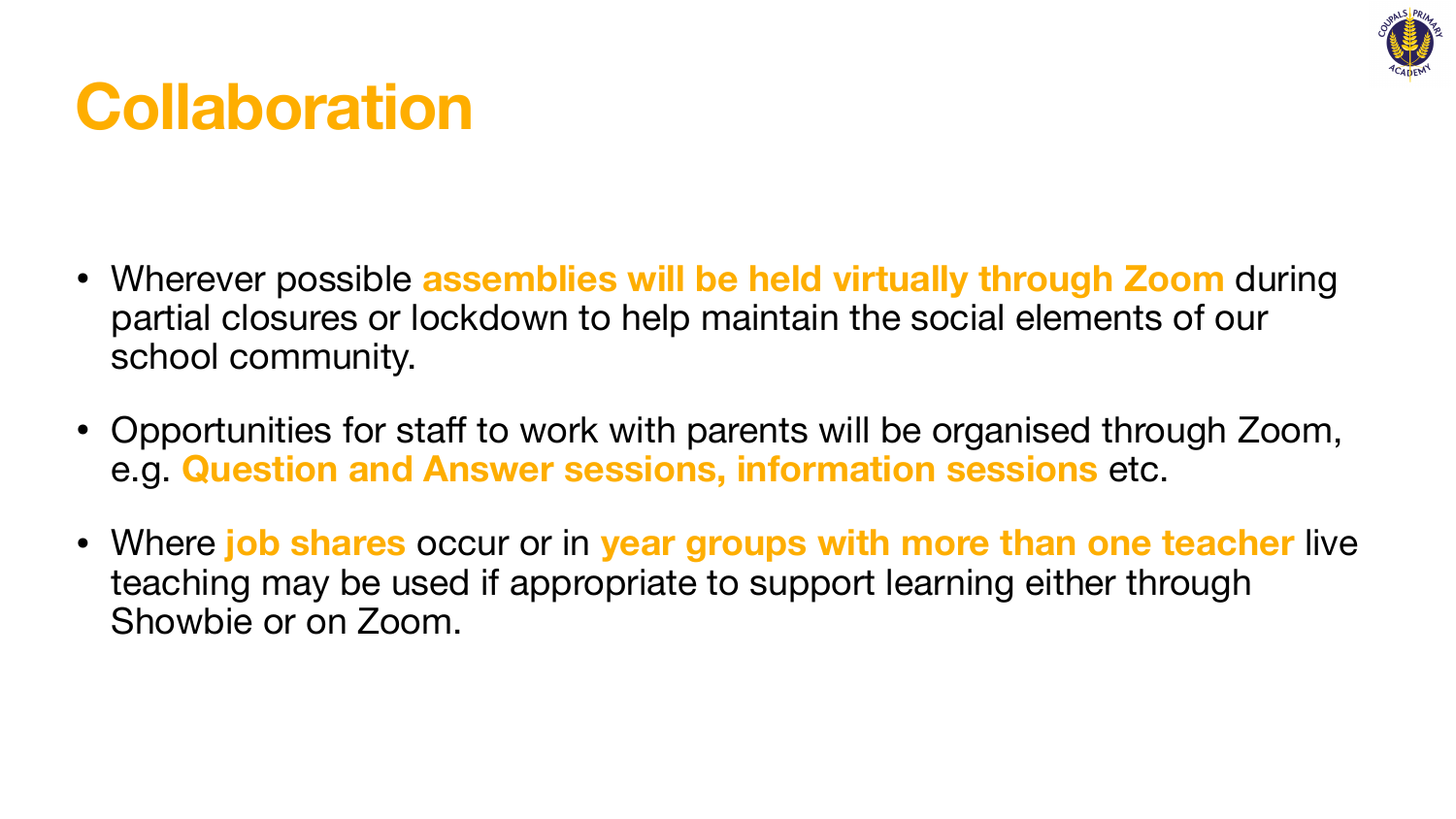# Collaboration

- Wherever possible **assemblies will be held virtually through Zoom** during partial closures or lockdown to help maintain the social elements of our school community.
- Opportunities for staff to work with parents will be organised through Zoom, e.g. **Question and Answer sessions, information sessions** etc.
- Where **job shares** occur or in **year groups with more than one teacher** live teaching may be used if appropriate to support learning either through Showbie or on Zoom.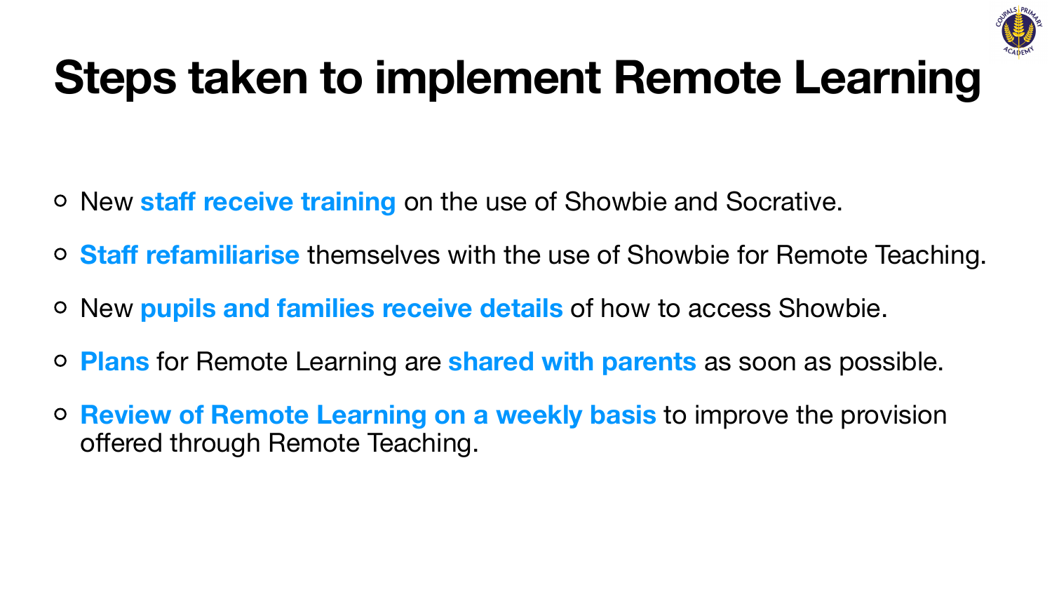# Steps taken to implement Remote Learning

- New **staff receive training** on the use of Showbie and Socrative.
- **Staff refamiliarise** themselves with the use of Showbie for Remote Teaching.
- New **pupils and families receive details** of how to access Showbie.
- **Plans** for Remote Learning are **shared with parents** as soon as possible.
- **Review of Remote Learning on a weekly basis** to improve the provision offered through Remote Teaching.